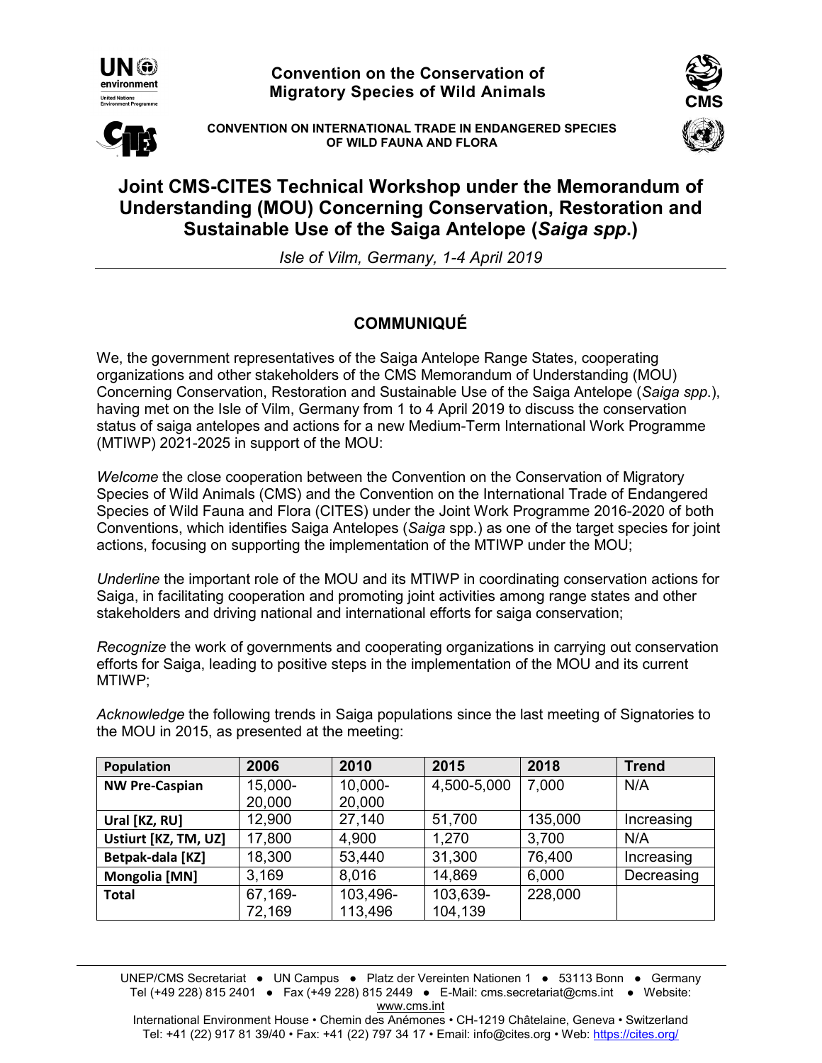**Convention on the Conservation of Migratory Species of Wild Animals**

**CONVENTION ON INTERNATIONAL TRADE IN ENDANGERED SPECIES OF WILD FAUNA AND FLORA**

# Joint CMS-CITES Technical Workshop under the Memorandum of Understanding (MOU) Concerning Conservation, Restoration and Sustainable Use of the Saiga Antelope (*Saiga spp.*)

*Isle of Vilm, Germany, 1-4 April 2019*

## COMMUNIQUÉ

We, the government representatives of the Saiga Antelope Range States, cooperating organizations and other stakeholders of the CMS Memorandum of Understanding (MOU) Concerning Conservation, Restoration and Sustainable Use of the Saiga Antelope (*Saiga spp.*), having met on the Isle of Vilm, Germany from 1 to 4 April 2019 to discuss the conservation status of saiga antelopes and actions for a new Medium-Term International Work Programme (MTIWP) 2021-2025 in support of the MOU:

*Welcome* the close cooperation between the Convention on the Conservation of Migratory Species of Wild Animals (CMS) and the Convention on the International Trade of Endangered Species of Wild Fauna and Flora (CITES) under the Joint Work Programme 2016-2020 of both Conventions, which identifies Saiga Antelopes (*Saiga* spp.) as one of the target species for joint actions, focusing on supporting the implementation of the MTIWP under the MOU;

*Underline* the important role of the MOU and its MTIWP in coordinating conservation actions for Saiga, in facilitating cooperation and promoting joint activities among range states and other stakeholders and driving national and international efforts for saiga conservation;

*Recognize* the work of governments and cooperating organizations in carrying out conservation efforts for Saiga, leading to positive steps in the implementation of the MOU and its current MTIWP;

*Acknowledge* the following trends in Saiga populations since the last meeting of Signatories to the MOU in 2015, as presented at the meeting:

| Population | 2006 | 2010 | 2015 | 2018 | Trend |
|---|---|---|---|---|---|
| **NW Pre-Caspian** | 15,000-20,000 | 10,000-20,000 | 4,500-5,000 | 7,000 | N/A |
| **Ural [KZ, RU]** | 12,900 | 27,140 | 51,700 | 135,000 | Increasing |
| **Ustiurt [KZ, TM, UZ]** | 17,800 | 4,900 | 1,270 | 3,700 | N/A |
| **Betpak-dala [KZ]** | 18,300 | 53,440 | 31,300 | 76,400 | Increasing |
| **Mongolia [MN]** | 3,169 | 8,016 | 14,869 | 6,000 | Decreasing |
| **Total** | 67,169-72,169 | 103,496-113,496 | 103,639-104,139 | 228,000 | |

UNEP/CMS Secretariat ● UN Campus ● Platz der Vereinten Nationen 1 ● 53113 Bonn ● Germany
Tel (+49 228) 815 2401 ● Fax (+49 228) 815 2449 ● E-Mail: cms.secretariat@cms.int ● Website: www.cms.int
International Environment House • Chemin des Anémones • CH-1219 Châtelaine, Geneva • Switzerland
Tel: +41 (22) 917 81 39/40 • Fax: +41 (22) 797 34 17 • Email: info@cites.org • Web: https://cites.org/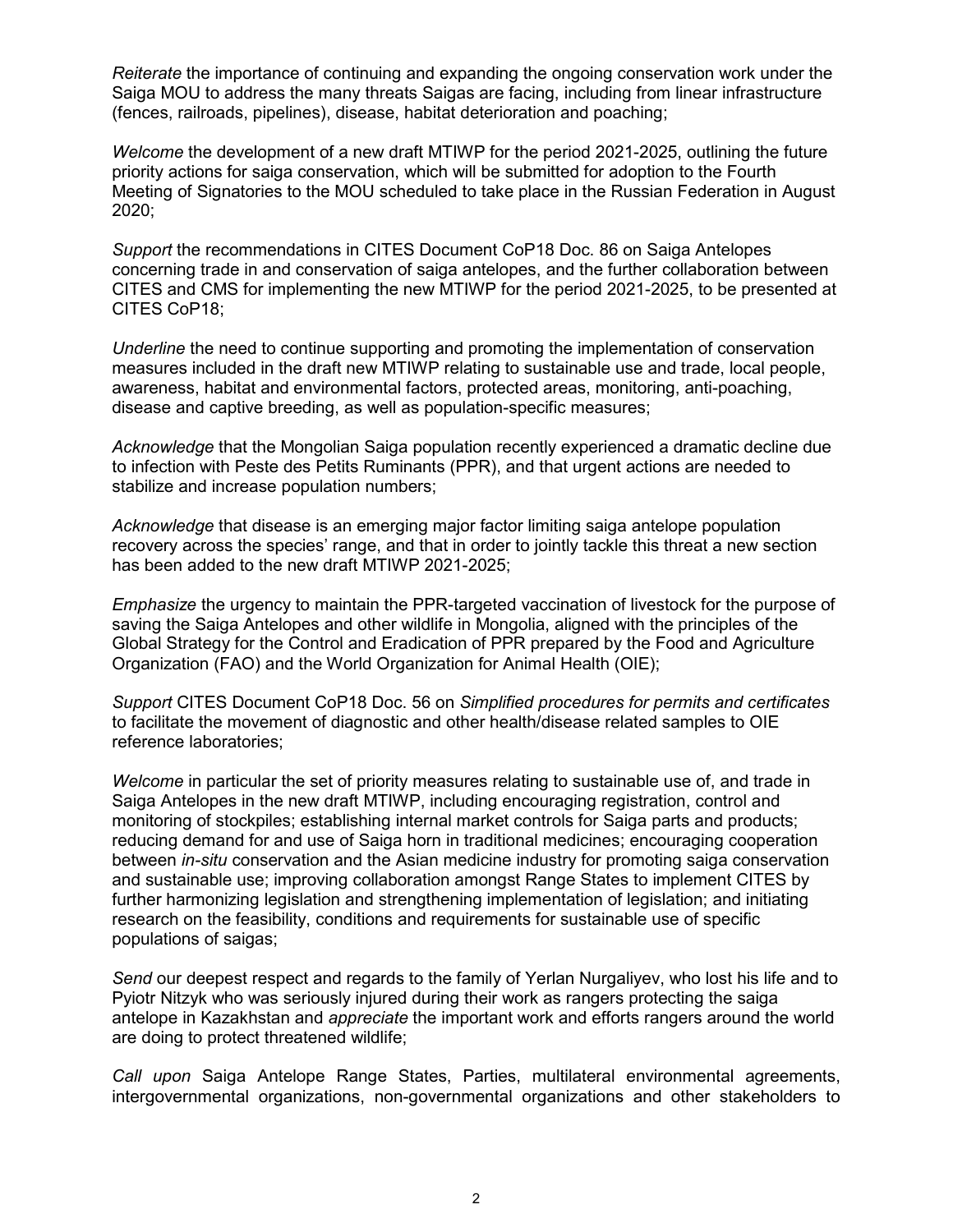*Reiterate* the importance of continuing and expanding the ongoing conservation work under the Saiga MOU to address the many threats Saigas are facing, including from linear infrastructure (fences, railroads, pipelines), disease, habitat deterioration and poaching;

*Welcome* the development of a new draft MTIWP for the period 2021-2025, outlining the future priority actions for saiga conservation, which will be submitted for adoption to the Fourth Meeting of Signatories to the MOU scheduled to take place in the Russian Federation in August 2020;

*Support* the recommendations in CITES Document CoP18 Doc. 86 on Saiga Antelopes concerning trade in and conservation of saiga antelopes, and the further collaboration between CITES and CMS for implementing the new MTIWP for the period 2021-2025, to be presented at CITES CoP18;

*Underline* the need to continue supporting and promoting the implementation of conservation measures included in the draft new MTIWP relating to sustainable use and trade, local people, awareness, habitat and environmental factors, protected areas, monitoring, anti-poaching, disease and captive breeding, as well as population-specific measures;

*Acknowledge* that the Mongolian Saiga population recently experienced a dramatic decline due to infection with Peste des Petits Ruminants (PPR), and that urgent actions are needed to stabilize and increase population numbers;

*Acknowledge* that disease is an emerging major factor limiting saiga antelope population recovery across the species' range, and that in order to jointly tackle this threat a new section has been added to the new draft MTIWP 2021-2025;

*Emphasize* the urgency to maintain the PPR-targeted vaccination of livestock for the purpose of saving the Saiga Antelopes and other wildlife in Mongolia, aligned with the principles of the Global Strategy for the Control and Eradication of PPR prepared by the Food and Agriculture Organization (FAO) and the World Organization for Animal Health (OIE);

*Support* CITES Document CoP18 Doc. 56 on *Simplified procedures for permits and certificates* to facilitate the movement of diagnostic and other health/disease related samples to OIE reference laboratories;

*Welcome* in particular the set of priority measures relating to sustainable use of, and trade in Saiga Antelopes in the new draft MTIWP, including encouraging registration, control and monitoring of stockpiles; establishing internal market controls for Saiga parts and products; reducing demand for and use of Saiga horn in traditional medicines; encouraging cooperation between *in-situ* conservation and the Asian medicine industry for promoting saiga conservation and sustainable use; improving collaboration amongst Range States to implement CITES by further harmonizing legislation and strengthening implementation of legislation; and initiating research on the feasibility, conditions and requirements for sustainable use of specific populations of saigas;

*Send* our deepest respect and regards to the family of Yerlan Nurgaliyev, who lost his life and to Pyiotr Nitzyk who was seriously injured during their work as rangers protecting the saiga antelope in Kazakhstan and *appreciate* the important work and efforts rangers around the world are doing to protect threatened wildlife;

*Call upon* Saiga Antelope Range States, Parties, multilateral environmental agreements, intergovernmental organizations, non-governmental organizations and other stakeholders to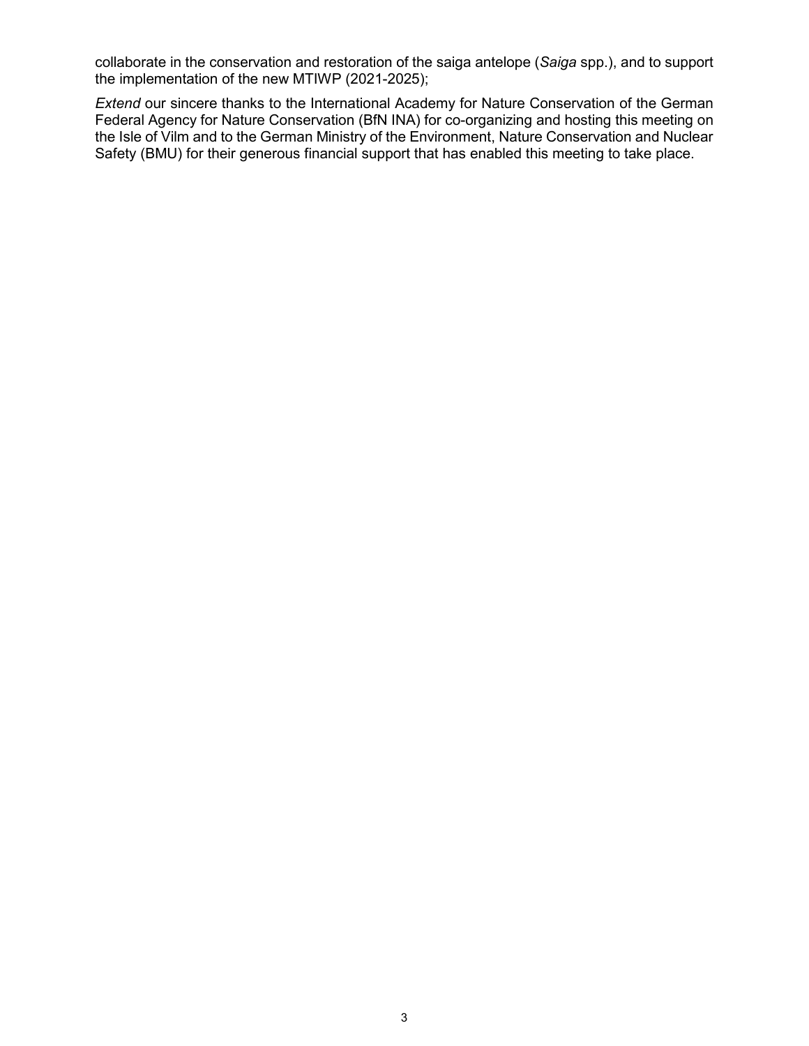collaborate in the conservation and restoration of the saiga antelope (*Saiga* spp.), and to support the implementation of the new MTIWP (2021-2025);

*Extend* our sincere thanks to the International Academy for Nature Conservation of the German Federal Agency for Nature Conservation (BfN INA) for co-organizing and hosting this meeting on the Isle of Vilm and to the German Ministry of the Environment, Nature Conservation and Nuclear Safety (BMU) for their generous financial support that has enabled this meeting to take place.